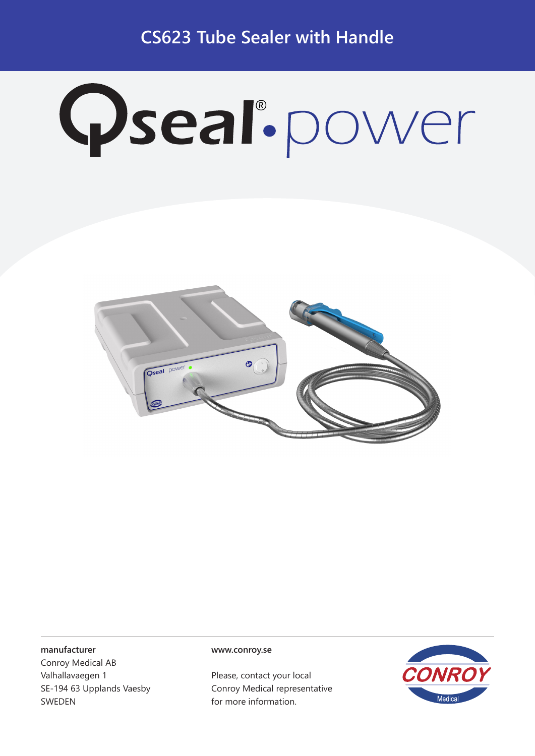# CS623 Tube Sealer with Handle

Qseal®.power

**manufacturer**
Conroy Medical AB
Valhallavaegen 1
SE-194 63 Upplands Vaesby
SWEDEN

**www.conroy.se**

Please, contact your local
Conroy Medical representative
for more information.

CONROY Medical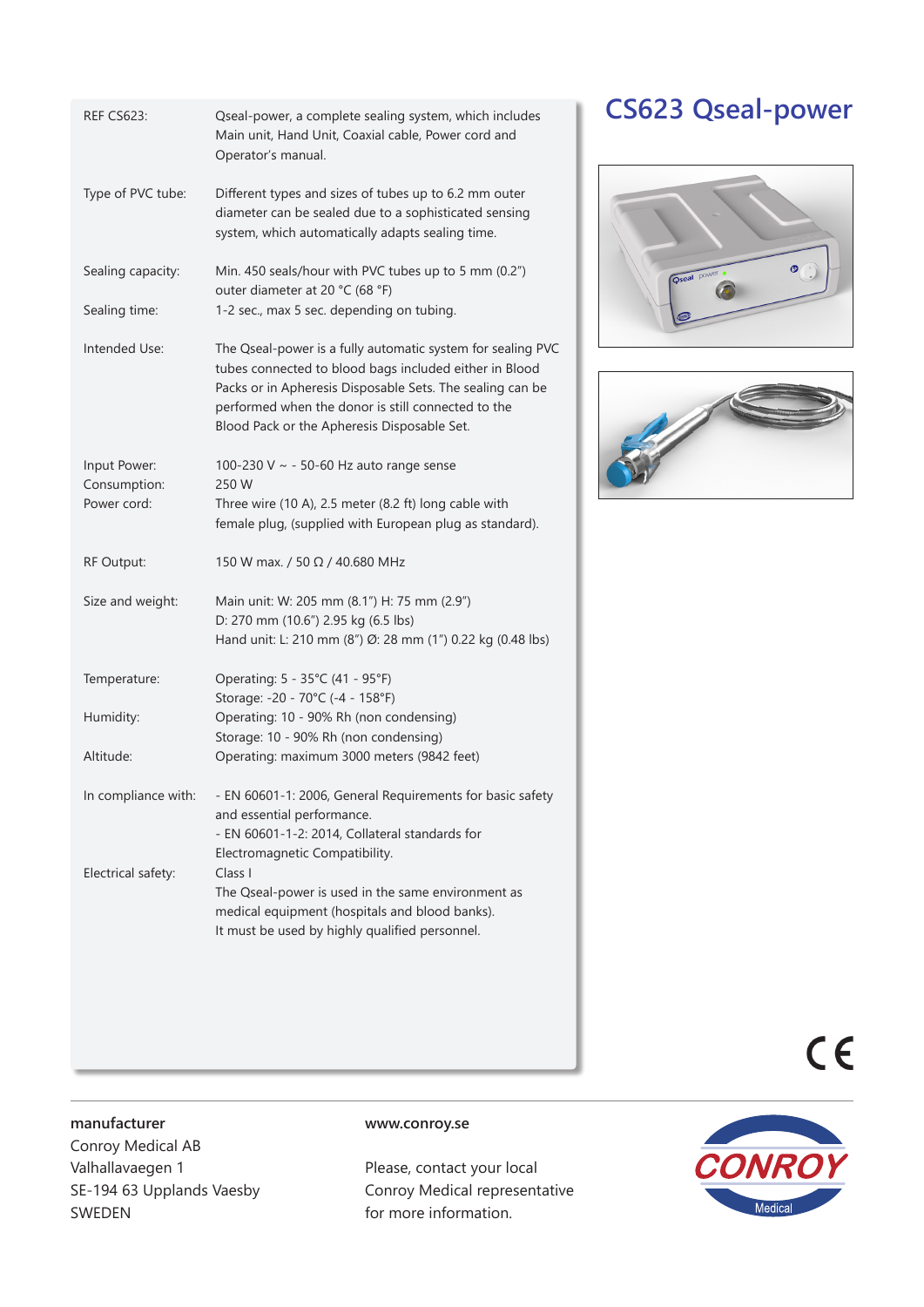# CS623 Qseal-power

| | |
|---|---|
| REF CS623: | Qseal-power, a complete sealing system, which includes Main unit, Hand Unit, Coaxial cable, Power cord and Operator's manual. |
| Type of PVC tube: | Different types and sizes of tubes up to 6.2 mm outer diameter can be sealed due to a sophisticated sensing system, which automatically adapts sealing time. |
| Sealing capacity: | Min. 450 seals/hour with PVC tubes up to 5 mm (0.2") outer diameter at 20 °C (68 °F) |
| Sealing time: | 1-2 sec., max 5 sec. depending on tubing. |
| Intended Use: | The Qseal-power is a fully automatic system for sealing PVC tubes connected to blood bags included either in Blood Packs or in Apheresis Disposable Sets. The sealing can be performed when the donor is still connected to the Blood Pack or the Apheresis Disposable Set. |
| Input Power: | 100-230 V ~ - 50-60 Hz auto range sense |
| Consumption: | 250 W |
| Power cord: | Three wire (10 A), 2.5 meter (8.2 ft) long cable with female plug, (supplied with European plug as standard). |
| RF Output: | 150 W max. / 50 Ω / 40.680 MHz |
| Size and weight: | Main unit: W: 205 mm (8.1") H: 75 mm (2.9") D: 270 mm (10.6") 2.95 kg (6.5 lbs)<br>Hand unit: L: 210 mm (8") Ø: 28 mm (1") 0.22 kg (0.48 lbs) |
| Temperature: | Operating: 5 - 35°C (41 - 95°F)<br>Storage: -20 - 70°C (-4 - 158°F) |
| Humidity: | Operating: 10 - 90% Rh (non condensing)<br>Storage: 10 - 90% Rh (non condensing) |
| Altitude: | Operating: maximum 3000 meters (9842 feet) |
| In compliance with: | - EN 60601-1: 2006, General Requirements for basic safety and essential performance.<br>- EN 60601-1-2: 2014, Collateral standards for Electromagnetic Compatibility. |
| Electrical safety: | Class I<br>The Qseal-power is used in the same environment as medical equipment (hospitals and blood banks).<br>It must be used by highly qualified personnel. |

CE

**manufacturer**
Conroy Medical AB
Valhallavaegen 1
SE-194 63 Upplands Vaesby
SWEDEN

**www.conroy.se**

Please, contact your local Conroy Medical representative for more information.

CONROY Medical